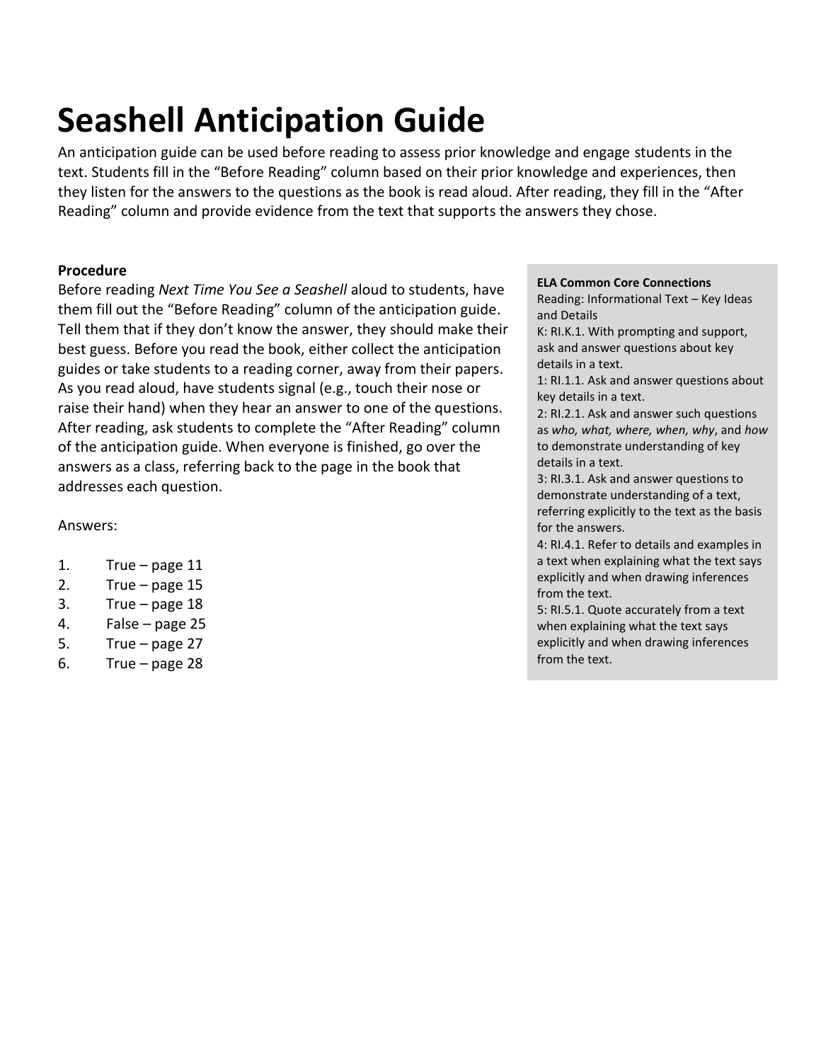# Seashell Anticipation Guide

An anticipation guide can be used before reading to assess prior knowledge and engage students in the text. Students fill in the "Before Reading" column based on their prior knowledge and experiences, then they listen for the answers to the questions as the book is read aloud. After reading, they fill in the "After Reading" column and provide evidence from the text that supports the answers they chose.

**Procedure**

Before reading *Next Time You See a Seashell* aloud to students, have them fill out the "Before Reading" column of the anticipation guide. Tell them that if they don't know the answer, they should make their best guess. Before you read the book, either collect the anticipation guides or take students to a reading corner, away from their papers. As you read aloud, have students signal (e.g., touch their nose or raise their hand) when they hear an answer to one of the questions. After reading, ask students to complete the "After Reading" column of the anticipation guide. When everyone is finished, go over the answers as a class, referring back to the page in the book that addresses each question.

Answers:

1. True – page 11
2. True – page 15
3. True – page 18
4. False – page 25
5. True – page 27
6. True – page 28

**ELA Common Core Connections**

Reading: Informational Text – Key Ideas and Details

K: RI.K.1. With prompting and support, ask and answer questions about key details in a text.

1: RI.1.1. Ask and answer questions about key details in a text.

2: RI.2.1. Ask and answer such questions as *who, what, where, when, why*, and *how* to demonstrate understanding of key details in a text.

3: RI.3.1. Ask and answer questions to demonstrate understanding of a text, referring explicitly to the text as the basis for the answers.

4: RI.4.1. Refer to details and examples in a text when explaining what the text says explicitly and when drawing inferences from the text.

5: RI.5.1. Quote accurately from a text when explaining what the text says explicitly and when drawing inferences from the text.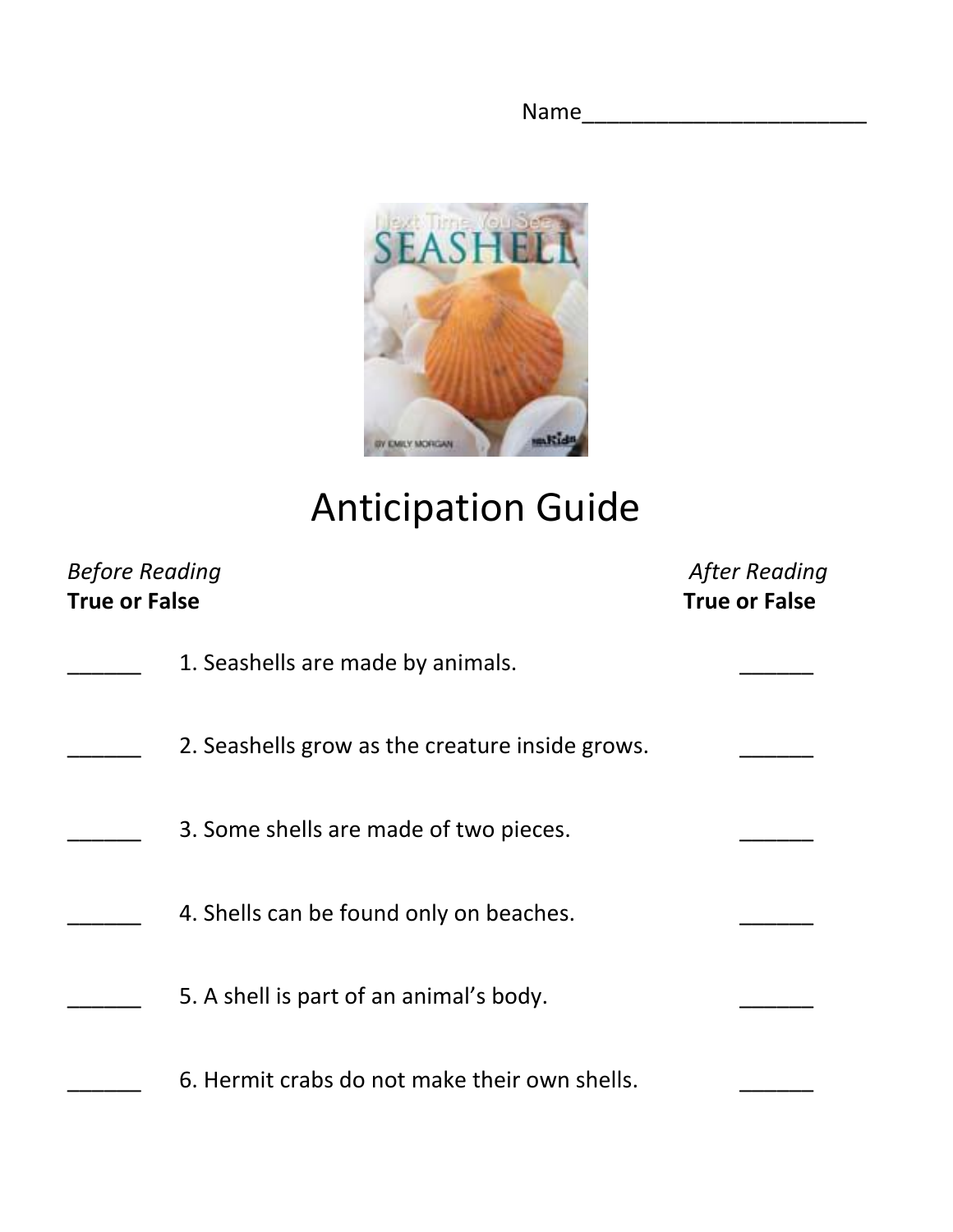Name________________________

# Anticipation Guide

| *Before Reading* **True or False** | | *After Reading* **True or False** |
| --- | --- | --- |
| ______ | 1. Seashells are made by animals. | ______ |
| ______ | 2. Seashells grow as the creature inside grows. | ______ |
| ______ | 3. Some shells are made of two pieces. | ______ |
| ______ | 4. Shells can be found only on beaches. | ______ |
| ______ | 5. A shell is part of an animal's body. | ______ |
| ______ | 6. Hermit crabs do not make their own shells. | ______ |